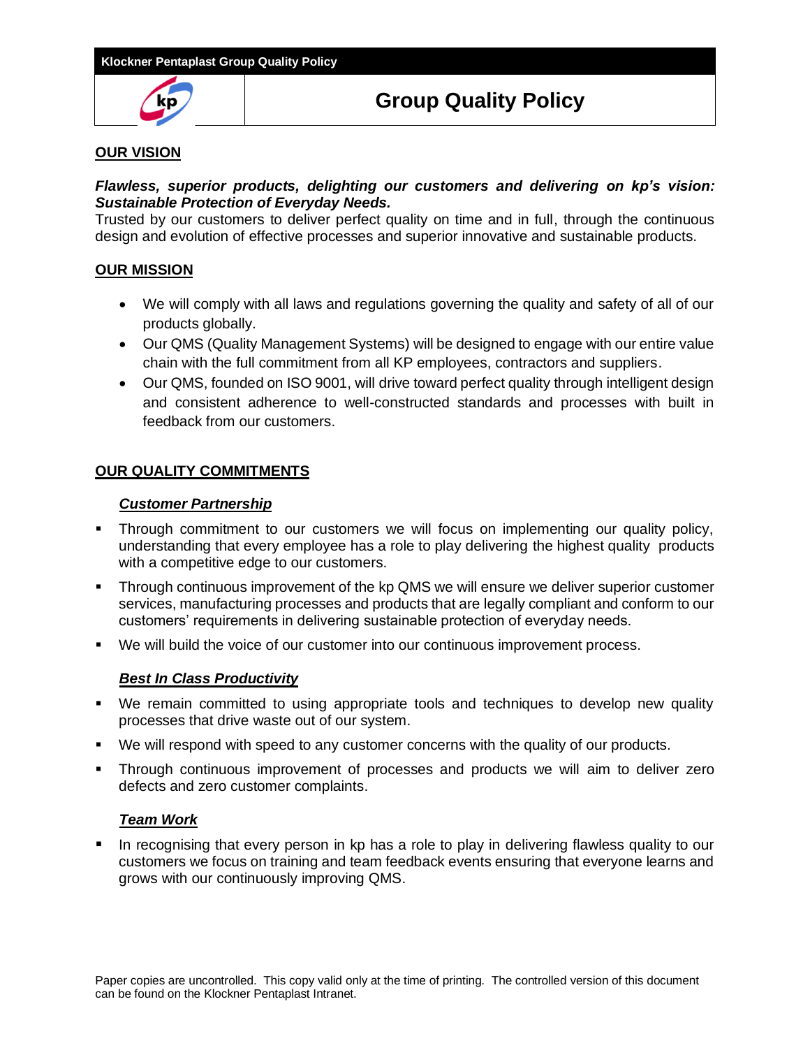# Group Quality Policy

## OUR VISION

***Flawless, superior products, delighting our customers and delivering on kp's vision: Sustainable Protection of Everyday Needs.***
Trusted by our customers to deliver perfect quality on time and in full, through the continuous design and evolution of effective processes and superior innovative and sustainable products.

## OUR MISSION

- We will comply with all laws and regulations governing the quality and safety of all of our products globally.
- Our QMS (Quality Management Systems) will be designed to engage with our entire value chain with the full commitment from all KP employees, contractors and suppliers.
- Our QMS, founded on ISO 9001, will drive toward perfect quality through intelligent design and consistent adherence to well-constructed standards and processes with built in feedback from our customers.

## OUR QUALITY COMMITMENTS

### *Customer Partnership*

- Through commitment to our customers we will focus on implementing our quality policy, understanding that every employee has a role to play delivering the highest quality products with a competitive edge to our customers.
- Through continuous improvement of the kp QMS we will ensure we deliver superior customer services, manufacturing processes and products that are legally compliant and conform to our customers' requirements in delivering sustainable protection of everyday needs.
- We will build the voice of our customer into our continuous improvement process.

### *Best In Class Productivity*

- We remain committed to using appropriate tools and techniques to develop new quality processes that drive waste out of our system.
- We will respond with speed to any customer concerns with the quality of our products.
- Through continuous improvement of processes and products we will aim to deliver zero defects and zero customer complaints.

### *Team Work*

- In recognising that every person in kp has a role to play in delivering flawless quality to our customers we focus on training and team feedback events ensuring that everyone learns and grows with our continuously improving QMS.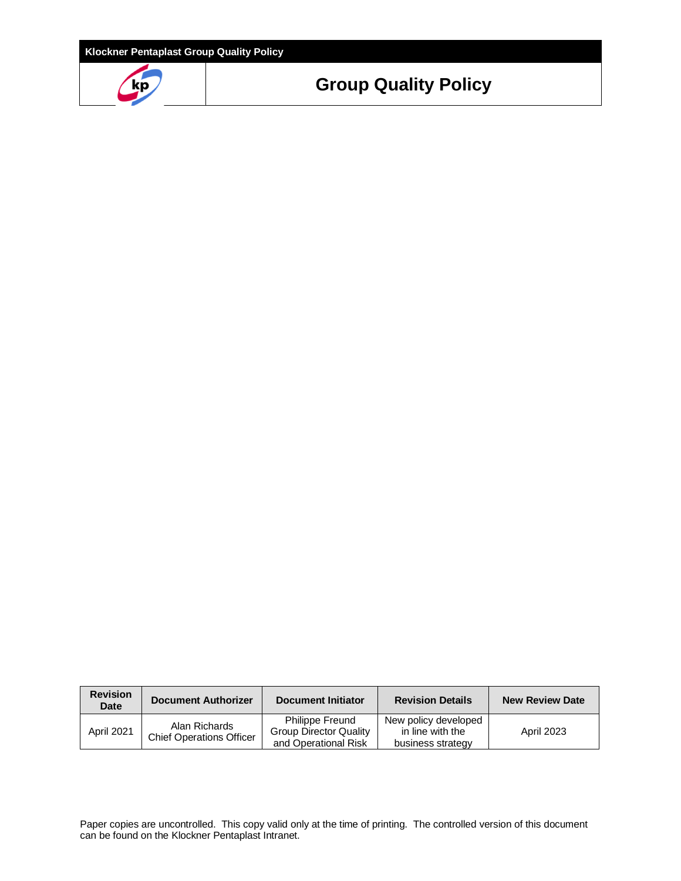# Group Quality Policy

| Revision Date | Document Authorizer | Document Initiator | Revision Details | New Review Date |
|---|---|---|---|---|
| April 2021 | Alan Richards Chief Operations Officer | Philippe Freund Group Director Quality and Operational Risk | New policy developed in line with the business strategy | April 2023 |

Paper copies are uncontrolled. This copy valid only at the time of printing. The controlled version of this document can be found on the Klockner Pentaplast Intranet.